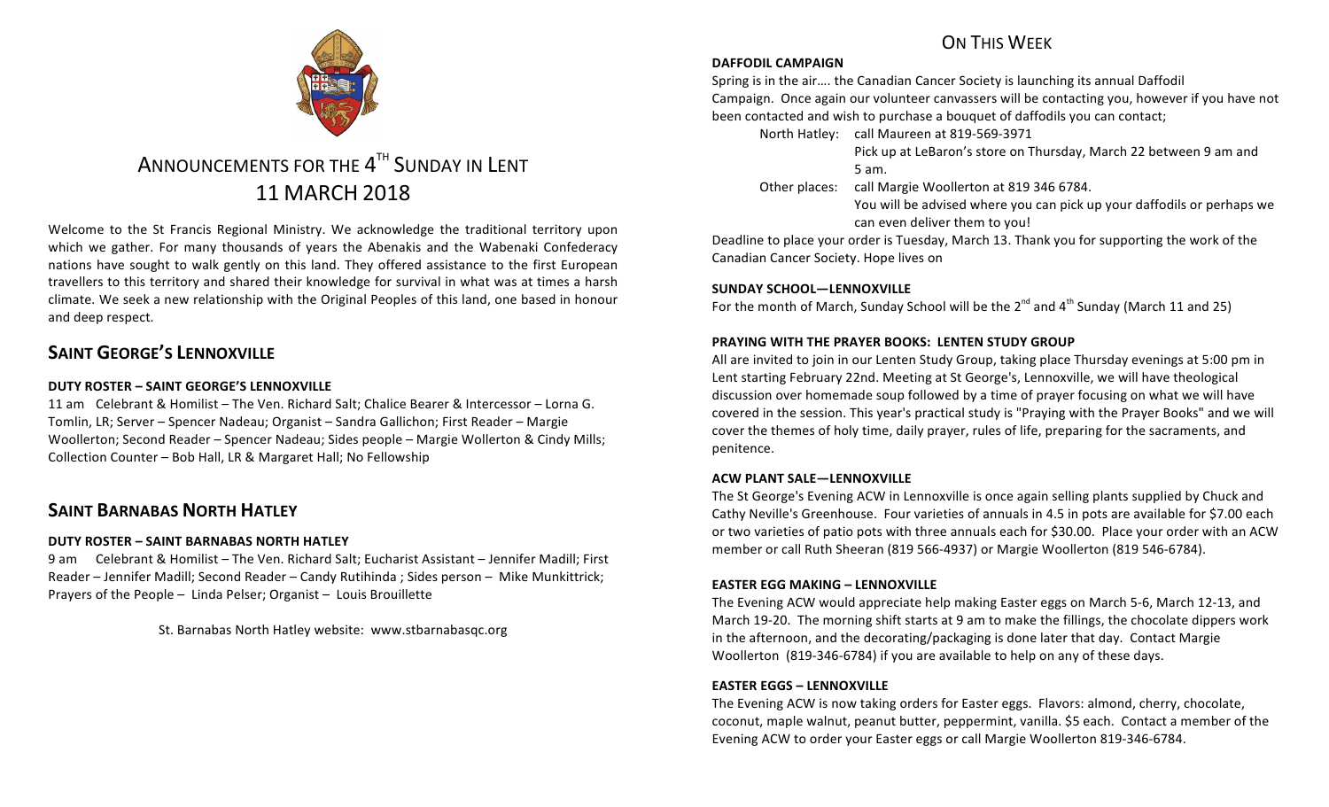# ANNOUNCEMENTS FOR THE 4TH SUNDAY IN LENT
# 11 MARCH 2018

Welcome to the St Francis Regional Ministry. We acknowledge the traditional territory upon which we gather. For many thousands of years the Abenakis and the Wabenaki Confederacy nations have sought to walk gently on this land. They offered assistance to the first European travellers to this territory and shared their knowledge for survival in what was at times a harsh climate. We seek a new relationship with the Original Peoples of this land, one based in honour and deep respect.

## SAINT GEORGE'S LENNOXVILLE

**DUTY ROSTER – SAINT GEORGE'S LENNOXVILLE**

11 am Celebrant & Homilist – The Ven. Richard Salt; Chalice Bearer & Intercessor – Lorna G. Tomlin, LR; Server – Spencer Nadeau; Organist – Sandra Gallichon; First Reader – Margie Woollerton; Second Reader – Spencer Nadeau; Sides people – Margie Wollerton & Cindy Mills; Collection Counter – Bob Hall, LR & Margaret Hall; No Fellowship

## SAINT BARNABAS NORTH HATLEY

**DUTY ROSTER – SAINT BARNABAS NORTH HATLEY**

9 am Celebrant & Homilist – The Ven. Richard Salt; Eucharist Assistant – Jennifer Madill; First Reader – Jennifer Madill; Second Reader – Candy Rutihinda ; Sides person – Mike Munkittrick; Prayers of the People – Linda Pelser; Organist – Louis Brouillette

St. Barnabas North Hatley website: www.stbarnabasqc.org

## ON THIS WEEK

**DAFFODIL CAMPAIGN**

Spring is in the air…. the Canadian Cancer Society is launching its annual Daffodil Campaign. Once again our volunteer canvassers will be contacting you, however if you have not been contacted and wish to purchase a bouquet of daffodils you can contact;

North Hatley: call Maureen at 819-569-3971
Pick up at LeBaron's store on Thursday, March 22 between 9 am and 5 am.

Other places: call Margie Woollerton at 819 346 6784.
You will be advised where you can pick up your daffodils or perhaps we can even deliver them to you!

Deadline to place your order is Tuesday, March 13. Thank you for supporting the work of the Canadian Cancer Society. Hope lives on

**SUNDAY SCHOOL—LENNOXVILLE**

For the month of March, Sunday School will be the 2nd and 4th Sunday (March 11 and 25)

**PRAYING WITH THE PRAYER BOOKS: LENTEN STUDY GROUP**

All are invited to join in our Lenten Study Group, taking place Thursday evenings at 5:00 pm in Lent starting February 22nd. Meeting at St George's, Lennoxville, we will have theological discussion over homemade soup followed by a time of prayer focusing on what we will have covered in the session. This year's practical study is "Praying with the Prayer Books" and we will cover the themes of holy time, daily prayer, rules of life, preparing for the sacraments, and penitence.

**ACW PLANT SALE—LENNOXVILLE**

The St George's Evening ACW in Lennoxville is once again selling plants supplied by Chuck and Cathy Neville's Greenhouse. Four varieties of annuals in 4.5 in pots are available for $7.00 each or two varieties of patio pots with three annuals each for $30.00. Place your order with an ACW member or call Ruth Sheeran (819 566-4937) or Margie Woollerton (819 546-6784).

**EASTER EGG MAKING – LENNOXVILLE**

The Evening ACW would appreciate help making Easter eggs on March 5-6, March 12-13, and March 19-20. The morning shift starts at 9 am to make the fillings, the chocolate dippers work in the afternoon, and the decorating/packaging is done later that day. Contact Margie Woollerton (819-346-6784) if you are available to help on any of these days.

**EASTER EGGS – LENNOXVILLE**

The Evening ACW is now taking orders for Easter eggs. Flavors: almond, cherry, chocolate, coconut, maple walnut, peanut butter, peppermint, vanilla. $5 each. Contact a member of the Evening ACW to order your Easter eggs or call Margie Woollerton 819-346-6784.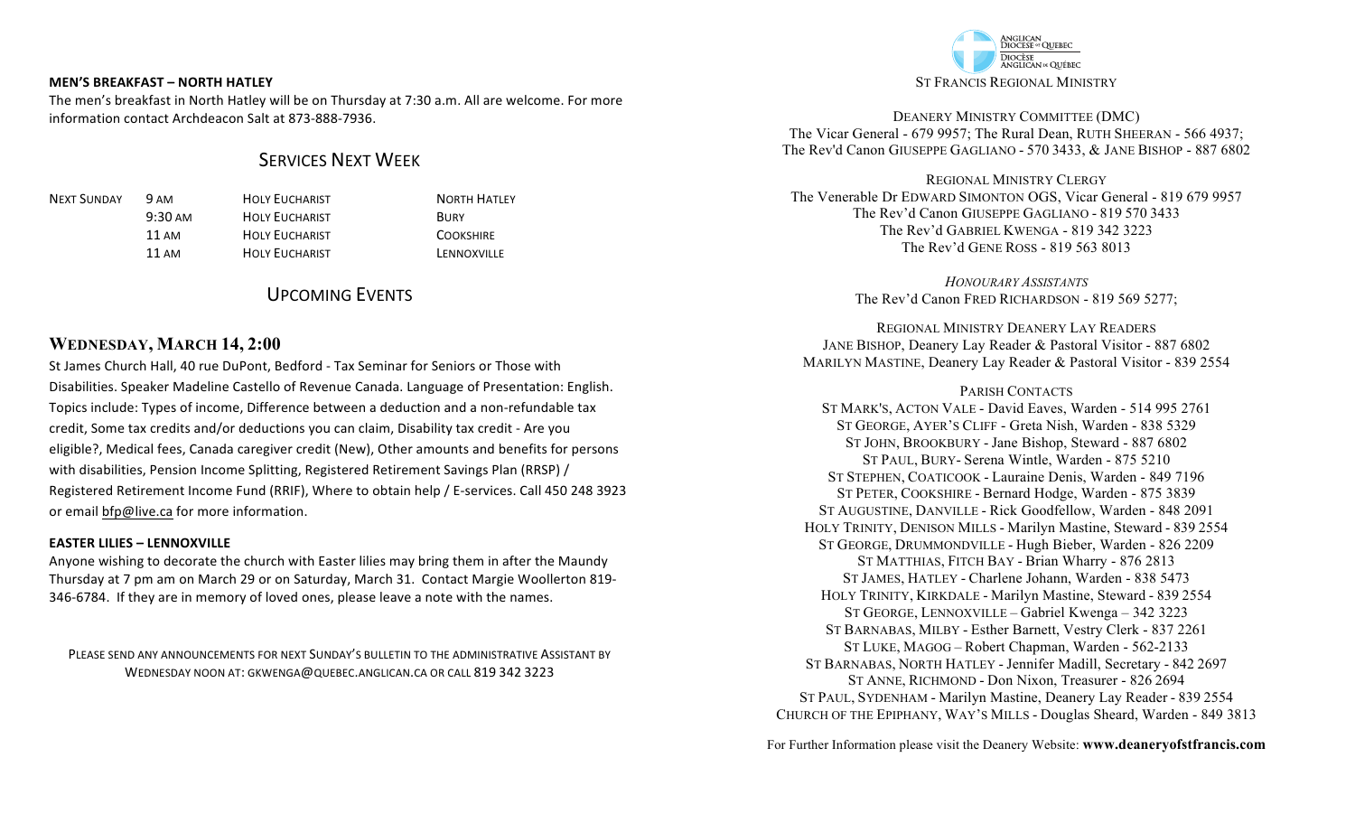**MEN'S BREAKFAST – NORTH HATLEY**

The men's breakfast in North Hatley will be on Thursday at 7:30 a.m. All are welcome. For more information contact Archdeacon Salt at 873-888-7936.

## SERVICES NEXT WEEK

| | | | |
|---|---|---|---|
| NEXT SUNDAY | 9 AM | HOLY EUCHARIST | NORTH HATLEY |
| | 9:30 AM | HOLY EUCHARIST | BURY |
| | 11 AM | HOLY EUCHARIST | COOKSHIRE |
| | 11 AM | HOLY EUCHARIST | LENNOXVILLE |

## UPCOMING EVENTS

### WEDNESDAY, MARCH 14, 2:00

St James Church Hall, 40 rue DuPont, Bedford - Tax Seminar for Seniors or Those with Disabilities. Speaker Madeline Castello of Revenue Canada. Language of Presentation: English. Topics include: Types of income, Difference between a deduction and a non-refundable tax credit, Some tax credits and/or deductions you can claim, Disability tax credit - Are you eligible?, Medical fees, Canada caregiver credit (New), Other amounts and benefits for persons with disabilities, Pension Income Splitting, Registered Retirement Savings Plan (RRSP) / Registered Retirement Income Fund (RRIF), Where to obtain help / E-services. Call 450 248 3923 or email bfp@live.ca for more information.

**EASTER LILIES – LENNOXVILLE**

Anyone wishing to decorate the church with Easter lilies may bring them in after the Maundy Thursday at 7 pm am on March 29 or on Saturday, March 31. Contact Margie Woollerton 819-346-6784. If they are in memory of loved ones, please leave a note with the names.

PLEASE SEND ANY ANNOUNCEMENTS FOR NEXT SUNDAY'S BULLETIN TO THE ADMINISTRATIVE ASSISTANT BY WEDNESDAY NOON AT: GKWENGA@QUEBEC.ANGLICAN.CA OR CALL 819 342 3223

ANGLICAN DIOCESE OF QUEBEC
DIOCÈSE ANGLICAN DE QUÉBEC

ST FRANCIS REGIONAL MINISTRY

DEANERY MINISTRY COMMITTEE (DMC)
The Vicar General - 679 9957; The Rural Dean, RUTH SHEERAN - 566 4937;
The Rev'd Canon GIUSEPPE GAGLIANO - 570 3433, & JANE BISHOP - 887 6802

REGIONAL MINISTRY CLERGY
The Venerable Dr EDWARD SIMONTON OGS, Vicar General - 819 679 9957
The Rev'd Canon GIUSEPPE GAGLIANO - 819 570 3433
The Rev'd GABRIEL KWENGA - 819 342 3223
The Rev'd GENE ROSS - 819 563 8013

*HONOURARY ASSISTANTS*
The Rev'd Canon FRED RICHARDSON - 819 569 5277;

REGIONAL MINISTRY DEANERY LAY READERS
JANE BISHOP, Deanery Lay Reader & Pastoral Visitor - 887 6802
MARILYN MASTINE, Deanery Lay Reader & Pastoral Visitor - 839 2554

PARISH CONTACTS
ST MARK'S, ACTON VALE - David Eaves, Warden - 514 995 2761
ST GEORGE, AYER'S CLIFF - Greta Nish, Warden - 838 5329
ST JOHN, BROOKBURY - Jane Bishop, Steward - 887 6802
ST PAUL, BURY- Serena Wintle, Warden - 875 5210
ST STEPHEN, COATICOOK - Lauraine Denis, Warden - 849 7196
ST PETER, COOKSHIRE - Bernard Hodge, Warden - 875 3839
ST AUGUSTINE, DANVILLE - Rick Goodfellow, Warden - 848 2091
HOLY TRINITY, DENISON MILLS - Marilyn Mastine, Steward - 839 2554
ST GEORGE, DRUMMONDVILLE - Hugh Bieber, Warden - 826 2209
ST MATTHIAS, FITCH BAY - Brian Wharry - 876 2813
ST JAMES, HATLEY - Charlene Johann, Warden - 838 5473
HOLY TRINITY, KIRKDALE - Marilyn Mastine, Steward - 839 2554
ST GEORGE, LENNOXVILLE – Gabriel Kwenga – 342 3223
ST BARNABAS, MILBY - Esther Barnett, Vestry Clerk - 837 2261
ST LUKE, MAGOG – Robert Chapman, Warden - 562-2133
ST BARNABAS, NORTH HATLEY - Jennifer Madill, Secretary - 842 2697
ST ANNE, RICHMOND - Don Nixon, Treasurer - 826 2694
ST PAUL, SYDENHAM - Marilyn Mastine, Deanery Lay Reader - 839 2554
CHURCH OF THE EPIPHANY, WAY'S MILLS - Douglas Sheard, Warden - 849 3813

For Further Information please visit the Deanery Website: **www.deaneryofstfrancis.com**